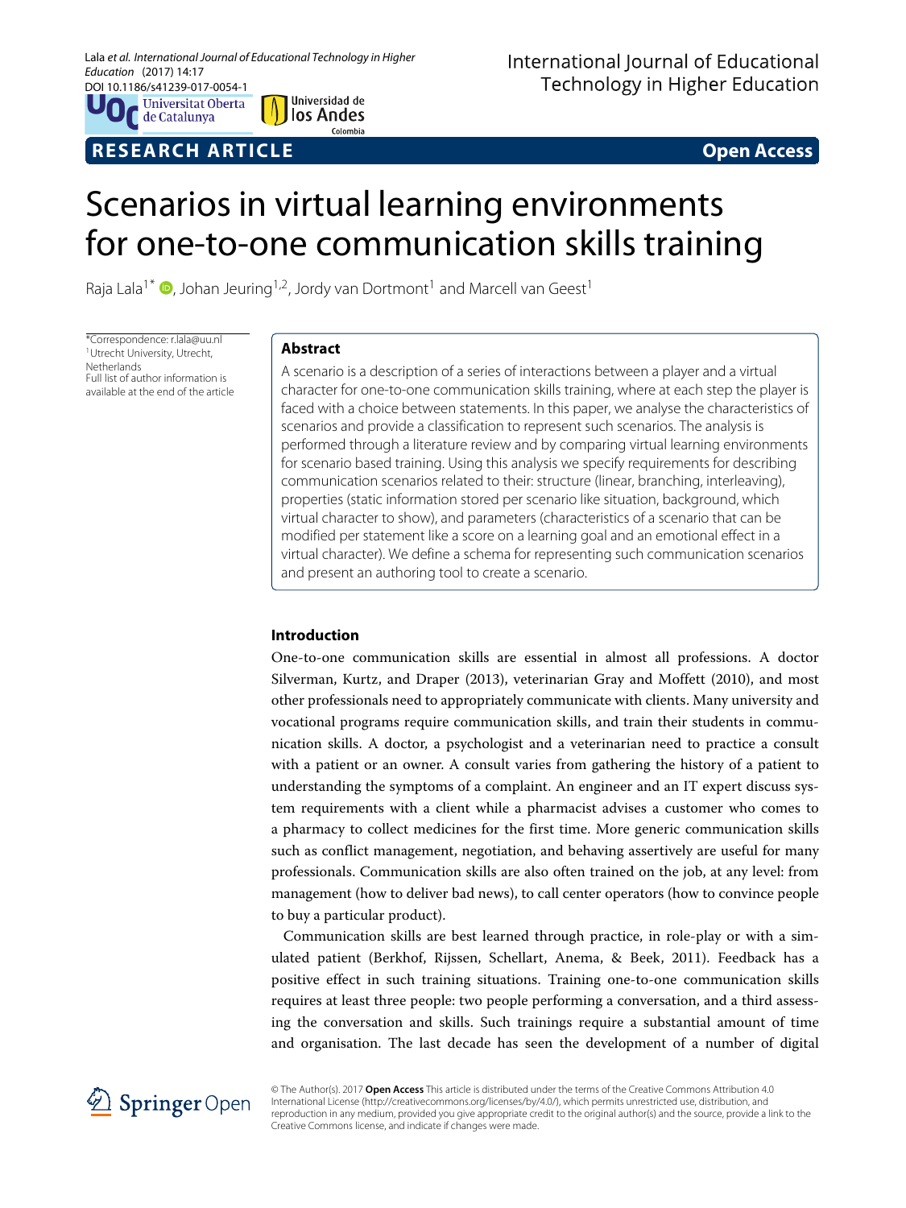# Scenarios in virtual learning environments for one-to-one communication skills training

Raja Lala[1*], Johan Jeuring[1,2], Jordy van Dortmont[1] and Marcell van Geest[1]

*Correspondence: r.lala@uu.nl
[1]Utrecht University, Utrecht, Netherlands
Full list of author information is available at the end of the article

## Abstract

A scenario is a description of a series of interactions between a player and a virtual character for one-to-one communication skills training, where at each step the player is faced with a choice between statements. In this paper, we analyse the characteristics of scenarios and provide a classification to represent such scenarios. The analysis is performed through a literature review and by comparing virtual learning environments for scenario based training. Using this analysis we specify requirements for describing communication scenarios related to their: structure (linear, branching, interleaving), properties (static information stored per scenario like situation, background, which virtual character to show), and parameters (characteristics of a scenario that can be modified per statement like a score on a learning goal and an emotional effect in a virtual character). We define a schema for representing such communication scenarios and present an authoring tool to create a scenario.

## Introduction

One-to-one communication skills are essential in almost all professions. A doctor Silverman, Kurtz, and Draper (2013), veterinarian Gray and Moffett (2010), and most other professionals need to appropriately communicate with clients. Many university and vocational programs require communication skills, and train their students in communication skills. A doctor, a psychologist and a veterinarian need to practice a consult with a patient or an owner. A consult varies from gathering the history of a patient to understanding the symptoms of a complaint. An engineer and an IT expert discuss system requirements with a client while a pharmacist advises a customer who comes to a pharmacy to collect medicines for the first time. More generic communication skills such as conflict management, negotiation, and behaving assertively are useful for many professionals. Communication skills are also often trained on the job, at any level: from management (how to deliver bad news), to call center operators (how to convince people to buy a particular product).

Communication skills are best learned through practice, in role-play or with a simulated patient (Berkhof, Rijssen, Schellart, Anema, & Beek, 2011). Feedback has a positive effect in such training situations. Training one-to-one communication skills requires at least three people: two people performing a conversation, and a third assessing the conversation and skills. Such trainings require a substantial amount of time and organisation. The last decade has seen the development of a number of digital

© The Author(s). 2017 **Open Access** This article is distributed under the terms of the Creative Commons Attribution 4.0 International License (http://creativecommons.org/licenses/by/4.0/), which permits unrestricted use, distribution, and reproduction in any medium, provided you give appropriate credit to the original author(s) and the source, provide a link to the Creative Commons license, and indicate if changes were made.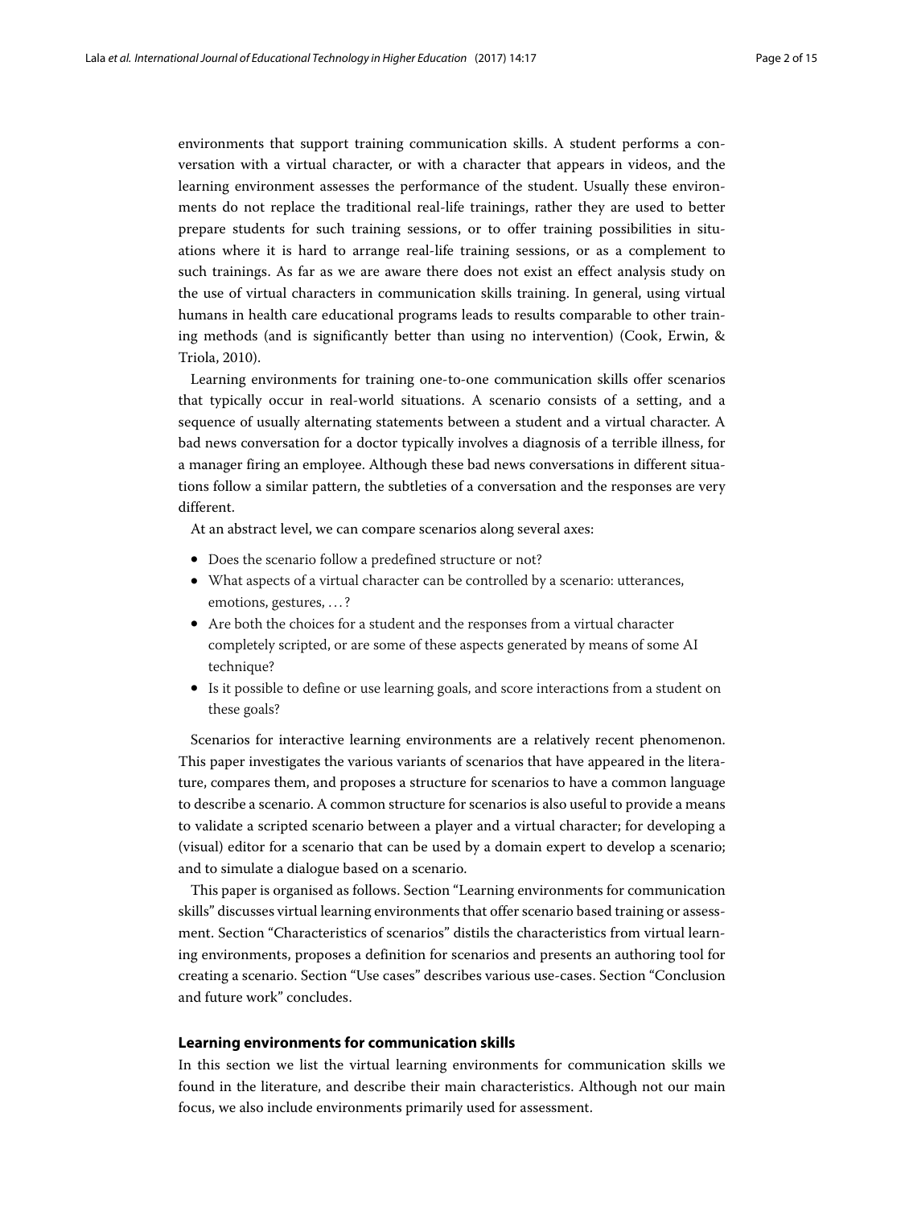environments that support training communication skills. A student performs a conversation with a virtual character, or with a character that appears in videos, and the learning environment assesses the performance of the student. Usually these environments do not replace the traditional real-life trainings, rather they are used to better prepare students for such training sessions, or to offer training possibilities in situations where it is hard to arrange real-life training sessions, or as a complement to such trainings. As far as we are aware there does not exist an effect analysis study on the use of virtual characters in communication skills training. In general, using virtual humans in health care educational programs leads to results comparable to other training methods (and is significantly better than using no intervention) (Cook, Erwin, & Triola, 2010).

Learning environments for training one-to-one communication skills offer scenarios that typically occur in real-world situations. A scenario consists of a setting, and a sequence of usually alternating statements between a student and a virtual character. A bad news conversation for a doctor typically involves a diagnosis of a terrible illness, for a manager firing an employee. Although these bad news conversations in different situations follow a similar pattern, the subtleties of a conversation and the responses are very different.

At an abstract level, we can compare scenarios along several axes:

- Does the scenario follow a predefined structure or not?
- What aspects of a virtual character can be controlled by a scenario: utterances, emotions, gestures, ...?
- Are both the choices for a student and the responses from a virtual character completely scripted, or are some of these aspects generated by means of some AI technique?
- Is it possible to define or use learning goals, and score interactions from a student on these goals?

Scenarios for interactive learning environments are a relatively recent phenomenon. This paper investigates the various variants of scenarios that have appeared in the literature, compares them, and proposes a structure for scenarios to have a common language to describe a scenario. A common structure for scenarios is also useful to provide a means to validate a scripted scenario between a player and a virtual character; for developing a (visual) editor for a scenario that can be used by a domain expert to develop a scenario; and to simulate a dialogue based on a scenario.

This paper is organised as follows. Section "Learning environments for communication skills" discusses virtual learning environments that offer scenario based training or assessment. Section "Characteristics of scenarios" distils the characteristics from virtual learning environments, proposes a definition for scenarios and presents an authoring tool for creating a scenario. Section "Use cases" describes various use-cases. Section "Conclusion and future work" concludes.

## Learning environments for communication skills

In this section we list the virtual learning environments for communication skills we found in the literature, and describe their main characteristics. Although not our main focus, we also include environments primarily used for assessment.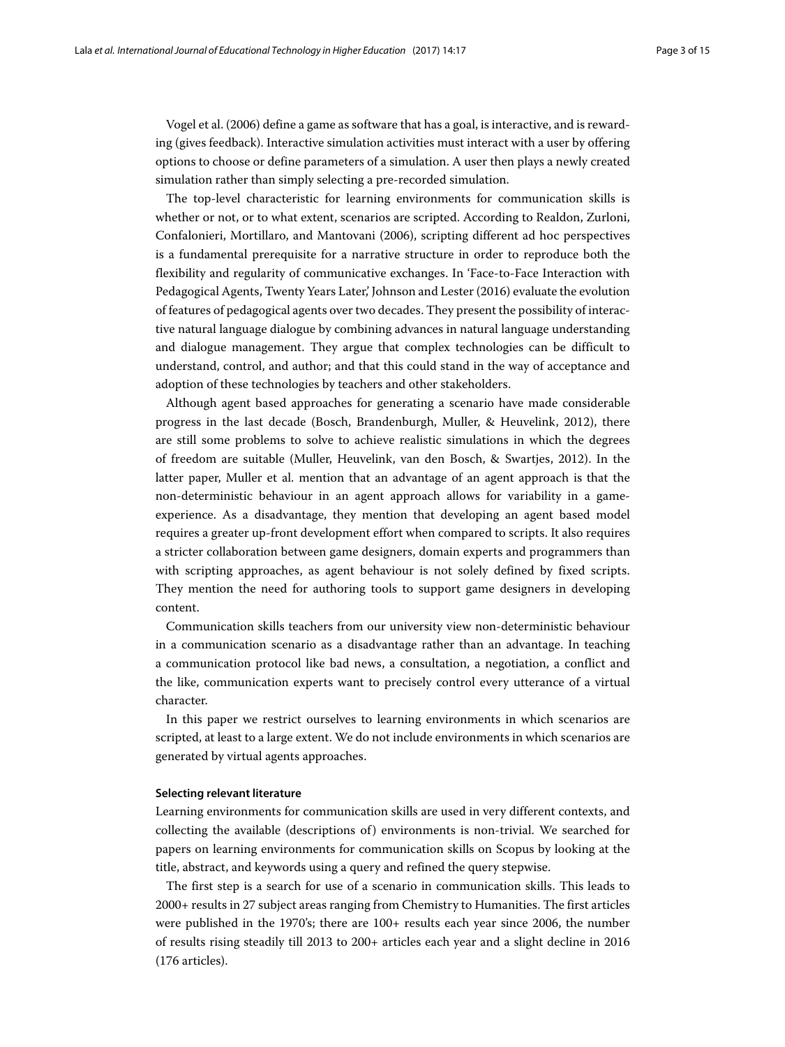Vogel et al. (2006) define a game as software that has a goal, is interactive, and is rewarding (gives feedback). Interactive simulation activities must interact with a user by offering options to choose or define parameters of a simulation. A user then plays a newly created simulation rather than simply selecting a pre-recorded simulation.

The top-level characteristic for learning environments for communication skills is whether or not, or to what extent, scenarios are scripted. According to Realdon, Zurloni, Confalonieri, Mortillaro, and Mantovani (2006), scripting different ad hoc perspectives is a fundamental prerequisite for a narrative structure in order to reproduce both the flexibility and regularity of communicative exchanges. In 'Face-to-Face Interaction with Pedagogical Agents, Twenty Years Later,' Johnson and Lester (2016) evaluate the evolution of features of pedagogical agents over two decades. They present the possibility of interactive natural language dialogue by combining advances in natural language understanding and dialogue management. They argue that complex technologies can be difficult to understand, control, and author; and that this could stand in the way of acceptance and adoption of these technologies by teachers and other stakeholders.

Although agent based approaches for generating a scenario have made considerable progress in the last decade (Bosch, Brandenburgh, Muller, & Heuvelink, 2012), there are still some problems to solve to achieve realistic simulations in which the degrees of freedom are suitable (Muller, Heuvelink, van den Bosch, & Swartjes, 2012). In the latter paper, Muller et al. mention that an advantage of an agent approach is that the non-deterministic behaviour in an agent approach allows for variability in a game-experience. As a disadvantage, they mention that developing an agent based model requires a greater up-front development effort when compared to scripts. It also requires a stricter collaboration between game designers, domain experts and programmers than with scripting approaches, as agent behaviour is not solely defined by fixed scripts. They mention the need for authoring tools to support game designers in developing content.

Communication skills teachers from our university view non-deterministic behaviour in a communication scenario as a disadvantage rather than an advantage. In teaching a communication protocol like bad news, a consultation, a negotiation, a conflict and the like, communication experts want to precisely control every utterance of a virtual character.

In this paper we restrict ourselves to learning environments in which scenarios are scripted, at least to a large extent. We do not include environments in which scenarios are generated by virtual agents approaches.

#### Selecting relevant literature

Learning environments for communication skills are used in very different contexts, and collecting the available (descriptions of) environments is non-trivial. We searched for papers on learning environments for communication skills on Scopus by looking at the title, abstract, and keywords using a query and refined the query stepwise.

The first step is a search for use of a scenario in communication skills. This leads to 2000+ results in 27 subject areas ranging from Chemistry to Humanities. The first articles were published in the 1970's; there are 100+ results each year since 2006, the number of results rising steadily till 2013 to 200+ articles each year and a slight decline in 2016 (176 articles).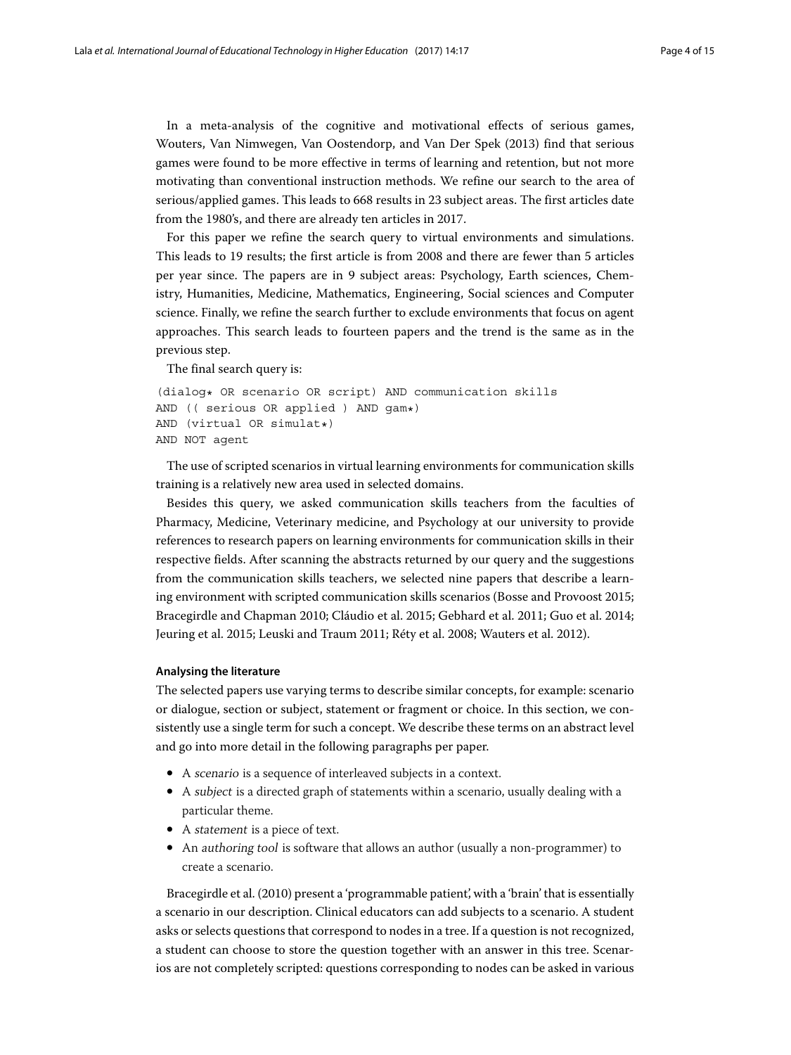In a meta-analysis of the cognitive and motivational effects of serious games, Wouters, Van Nimwegen, Van Oostendorp, and Van Der Spek (2013) find that serious games were found to be more effective in terms of learning and retention, but not more motivating than conventional instruction methods. We refine our search to the area of serious/applied games. This leads to 668 results in 23 subject areas. The first articles date from the 1980's, and there are already ten articles in 2017.

For this paper we refine the search query to virtual environments and simulations. This leads to 19 results; the first article is from 2008 and there are fewer than 5 articles per year since. The papers are in 9 subject areas: Psychology, Earth sciences, Chemistry, Humanities, Medicine, Mathematics, Engineering, Social sciences and Computer science. Finally, we refine the search further to exclude environments that focus on agent approaches. This search leads to fourteen papers and the trend is the same as in the previous step.

The final search query is:

```
(dialog* OR scenario OR script) AND communication skills
AND (( serious OR applied ) AND gam*)
AND (virtual OR simulat*)
AND NOT agent
```

The use of scripted scenarios in virtual learning environments for communication skills training is a relatively new area used in selected domains.

Besides this query, we asked communication skills teachers from the faculties of Pharmacy, Medicine, Veterinary medicine, and Psychology at our university to provide references to research papers on learning environments for communication skills in their respective fields. After scanning the abstracts returned by our query and the suggestions from the communication skills teachers, we selected nine papers that describe a learning environment with scripted communication skills scenarios (Bosse and Provoost 2015; Bracegirdle and Chapman 2010; Cláudio et al. 2015; Gebhard et al. 2011; Guo et al. 2014; Jeuring et al. 2015; Leuski and Traum 2011; Réty et al. 2008; Wauters et al. 2012).

#### Analysing the literature

The selected papers use varying terms to describe similar concepts, for example: scenario or dialogue, section or subject, statement or fragment or choice. In this section, we consistently use a single term for such a concept. We describe these terms on an abstract level and go into more detail in the following paragraphs per paper.

- A *scenario* is a sequence of interleaved subjects in a context.
- A *subject* is a directed graph of statements within a scenario, usually dealing with a particular theme.
- A *statement* is a piece of text.
- An *authoring tool* is software that allows an author (usually a non-programmer) to create a scenario.

Bracegirdle et al. (2010) present a 'programmable patient', with a 'brain' that is essentially a scenario in our description. Clinical educators can add subjects to a scenario. A student asks or selects questions that correspond to nodes in a tree. If a question is not recognized, a student can choose to store the question together with an answer in this tree. Scenarios are not completely scripted: questions corresponding to nodes can be asked in various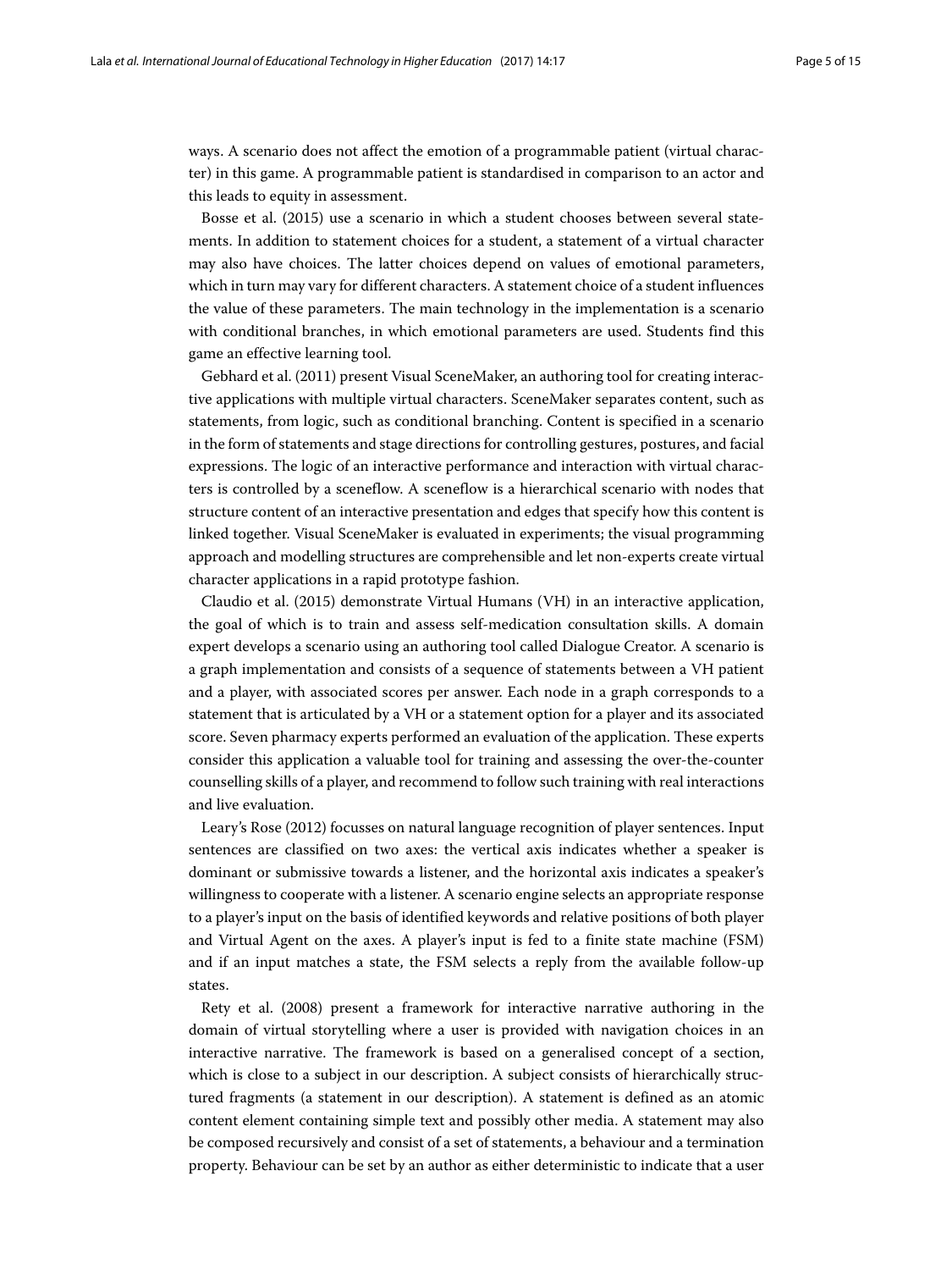ways. A scenario does not affect the emotion of a programmable patient (virtual character) in this game. A programmable patient is standardised in comparison to an actor and this leads to equity in assessment.

Bosse et al. (2015) use a scenario in which a student chooses between several statements. In addition to statement choices for a student, a statement of a virtual character may also have choices. The latter choices depend on values of emotional parameters, which in turn may vary for different characters. A statement choice of a student influences the value of these parameters. The main technology in the implementation is a scenario with conditional branches, in which emotional parameters are used. Students find this game an effective learning tool.

Gebhard et al. (2011) present Visual SceneMaker, an authoring tool for creating interactive applications with multiple virtual characters. SceneMaker separates content, such as statements, from logic, such as conditional branching. Content is specified in a scenario in the form of statements and stage directions for controlling gestures, postures, and facial expressions. The logic of an interactive performance and interaction with virtual characters is controlled by a sceneflow. A sceneflow is a hierarchical scenario with nodes that structure content of an interactive presentation and edges that specify how this content is linked together. Visual SceneMaker is evaluated in experiments; the visual programming approach and modelling structures are comprehensible and let non-experts create virtual character applications in a rapid prototype fashion.

Claudio et al. (2015) demonstrate Virtual Humans (VH) in an interactive application, the goal of which is to train and assess self-medication consultation skills. A domain expert develops a scenario using an authoring tool called Dialogue Creator. A scenario is a graph implementation and consists of a sequence of statements between a VH patient and a player, with associated scores per answer. Each node in a graph corresponds to a statement that is articulated by a VH or a statement option for a player and its associated score. Seven pharmacy experts performed an evaluation of the application. These experts consider this application a valuable tool for training and assessing the over-the-counter counselling skills of a player, and recommend to follow such training with real interactions and live evaluation.

Leary's Rose (2012) focusses on natural language recognition of player sentences. Input sentences are classified on two axes: the vertical axis indicates whether a speaker is dominant or submissive towards a listener, and the horizontal axis indicates a speaker's willingness to cooperate with a listener. A scenario engine selects an appropriate response to a player's input on the basis of identified keywords and relative positions of both player and Virtual Agent on the axes. A player's input is fed to a finite state machine (FSM) and if an input matches a state, the FSM selects a reply from the available follow-up states.

Rety et al. (2008) present a framework for interactive narrative authoring in the domain of virtual storytelling where a user is provided with navigation choices in an interactive narrative. The framework is based on a generalised concept of a section, which is close to a subject in our description. A subject consists of hierarchically structured fragments (a statement in our description). A statement is defined as an atomic content element containing simple text and possibly other media. A statement may also be composed recursively and consist of a set of statements, a behaviour and a termination property. Behaviour can be set by an author as either deterministic to indicate that a user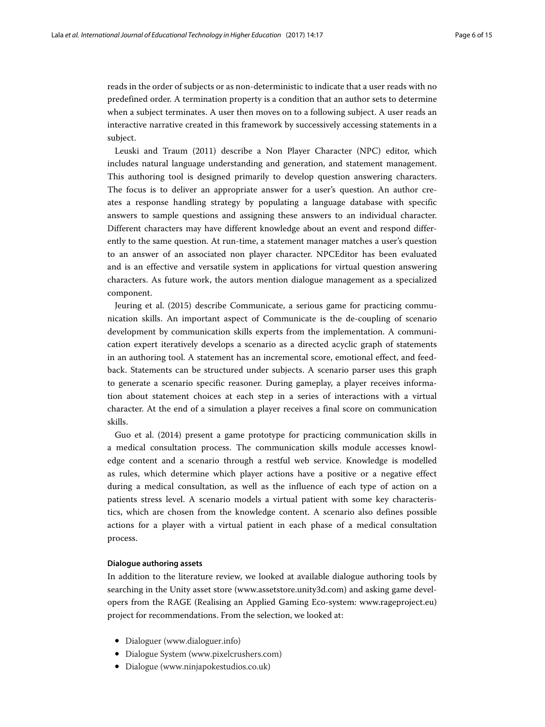reads in the order of subjects or as non-deterministic to indicate that a user reads with no predefined order. A termination property is a condition that an author sets to determine when a subject terminates. A user then moves on to a following subject. A user reads an interactive narrative created in this framework by successively accessing statements in a subject.

Leuski and Traum (2011) describe a Non Player Character (NPC) editor, which includes natural language understanding and generation, and statement management. This authoring tool is designed primarily to develop question answering characters. The focus is to deliver an appropriate answer for a user's question. An author creates a response handling strategy by populating a language database with specific answers to sample questions and assigning these answers to an individual character. Different characters may have different knowledge about an event and respond differently to the same question. At run-time, a statement manager matches a user's question to an answer of an associated non player character. NPCEditor has been evaluated and is an effective and versatile system in applications for virtual question answering characters. As future work, the autors mention dialogue management as a specialized component.

Jeuring et al. (2015) describe Communicate, a serious game for practicing communication skills. An important aspect of Communicate is the de-coupling of scenario development by communication skills experts from the implementation. A communication expert iteratively develops a scenario as a directed acyclic graph of statements in an authoring tool. A statement has an incremental score, emotional effect, and feedback. Statements can be structured under subjects. A scenario parser uses this graph to generate a scenario specific reasoner. During gameplay, a player receives information about statement choices at each step in a series of interactions with a virtual character. At the end of a simulation a player receives a final score on communication skills.

Guo et al. (2014) present a game prototype for practicing communication skills in a medical consultation process. The communication skills module accesses knowledge content and a scenario through a restful web service. Knowledge is modelled as rules, which determine which player actions have a positive or a negative effect during a medical consultation, as well as the influence of each type of action on a patients stress level. A scenario models a virtual patient with some key characteristics, which are chosen from the knowledge content. A scenario also defines possible actions for a player with a virtual patient in each phase of a medical consultation process.

#### Dialogue authoring assets

In addition to the literature review, we looked at available dialogue authoring tools by searching in the Unity asset store (www.assetstore.unity3d.com) and asking game developers from the RAGE (Realising an Applied Gaming Eco-system: www.rageproject.eu) project for recommendations. From the selection, we looked at:

- Dialoguer (www.dialoguer.info)
- Dialogue System (www.pixelcrushers.com)
- Dialogue (www.ninjapokestudios.co.uk)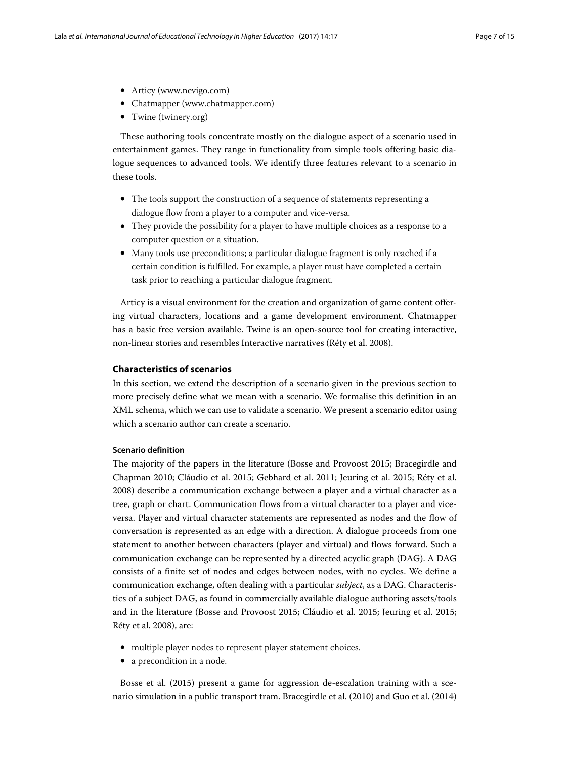- Articy (www.nevigo.com)
- Chatmapper (www.chatmapper.com)
- Twine (twinery.org)

These authoring tools concentrate mostly on the dialogue aspect of a scenario used in entertainment games. They range in functionality from simple tools offering basic dialogue sequences to advanced tools. We identify three features relevant to a scenario in these tools.

- The tools support the construction of a sequence of statements representing a dialogue flow from a player to a computer and vice-versa.
- They provide the possibility for a player to have multiple choices as a response to a computer question or a situation.
- Many tools use preconditions; a particular dialogue fragment is only reached if a certain condition is fulfilled. For example, a player must have completed a certain task prior to reaching a particular dialogue fragment.

Articy is a visual environment for the creation and organization of game content offering virtual characters, locations and a game development environment. Chatmapper has a basic free version available. Twine is an open-source tool for creating interactive, non-linear stories and resembles Interactive narratives (Réty et al. 2008).

## Characteristics of scenarios

In this section, we extend the description of a scenario given in the previous section to more precisely define what we mean with a scenario. We formalise this definition in an XML schema, which we can use to validate a scenario. We present a scenario editor using which a scenario author can create a scenario.

### Scenario definition

The majority of the papers in the literature (Bosse and Provoost 2015; Bracegirdle and Chapman 2010; Cláudio et al. 2015; Gebhard et al. 2011; Jeuring et al. 2015; Réty et al. 2008) describe a communication exchange between a player and a virtual character as a tree, graph or chart. Communication flows from a virtual character to a player and vice-versa. Player and virtual character statements are represented as nodes and the flow of conversation is represented as an edge with a direction. A dialogue proceeds from one statement to another between characters (player and virtual) and flows forward. Such a communication exchange can be represented by a directed acyclic graph (DAG). A DAG consists of a finite set of nodes and edges between nodes, with no cycles. We define a communication exchange, often dealing with a particular *subject*, as a DAG. Characteristics of a subject DAG, as found in commercially available dialogue authoring assets/tools and in the literature (Bosse and Provoost 2015; Cláudio et al. 2015; Jeuring et al. 2015; Réty et al. 2008), are:

- multiple player nodes to represent player statement choices.
- a precondition in a node.

Bosse et al. (2015) present a game for aggression de-escalation training with a scenario simulation in a public transport tram. Bracegirdle et al. (2010) and Guo et al. (2014)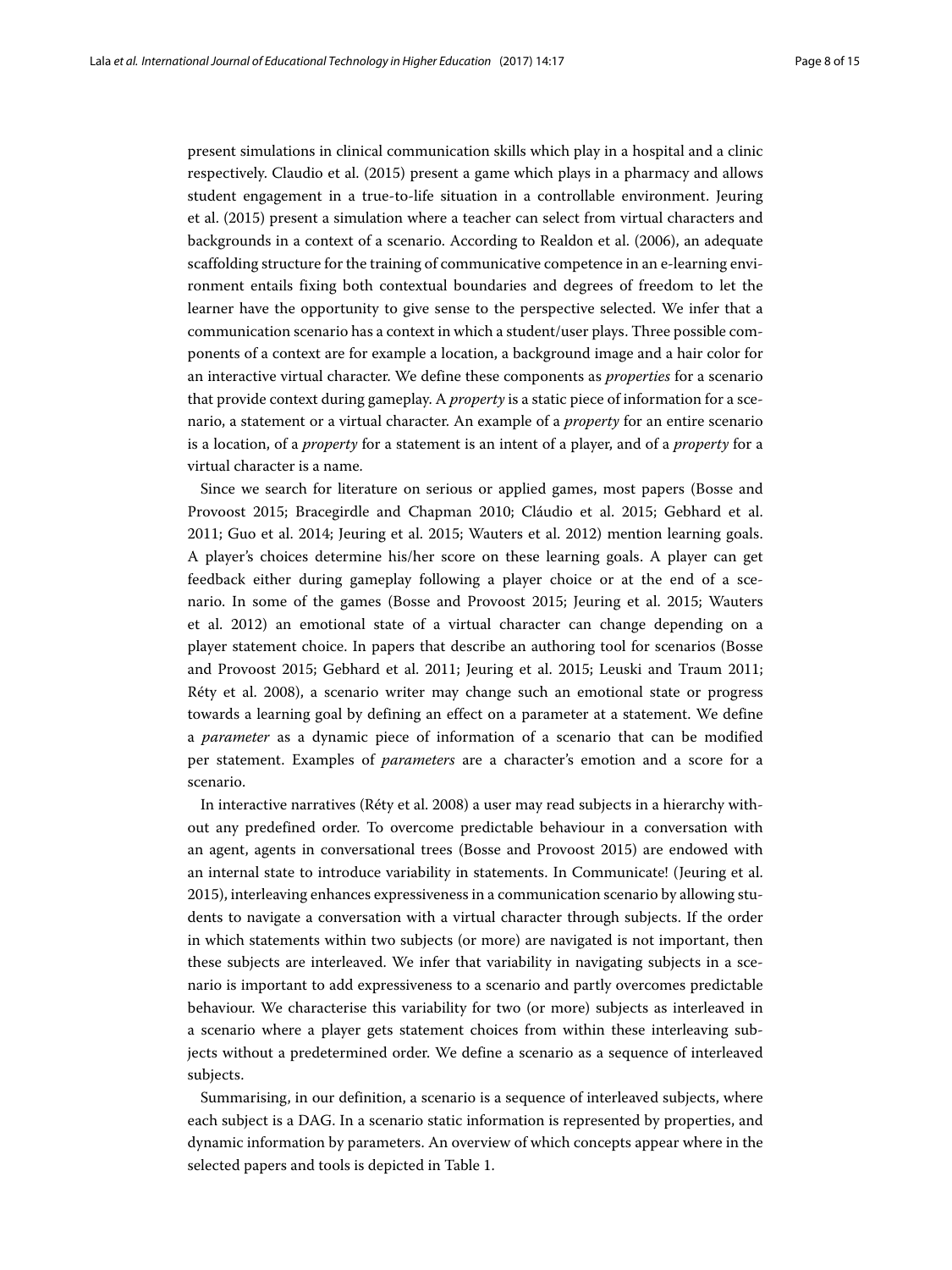present simulations in clinical communication skills which play in a hospital and a clinic respectively. Claudio et al. (2015) present a game which plays in a pharmacy and allows student engagement in a true-to-life situation in a controllable environment. Jeuring et al. (2015) present a simulation where a teacher can select from virtual characters and backgrounds in a context of a scenario. According to Realdon et al. (2006), an adequate scaffolding structure for the training of communicative competence in an e-learning environment entails fixing both contextual boundaries and degrees of freedom to let the learner have the opportunity to give sense to the perspective selected. We infer that a communication scenario has a context in which a student/user plays. Three possible components of a context are for example a location, a background image and a hair color for an interactive virtual character. We define these components as *properties* for a scenario that provide context during gameplay. A *property* is a static piece of information for a scenario, a statement or a virtual character. An example of a *property* for an entire scenario is a location, of a *property* for a statement is an intent of a player, and of a *property* for a virtual character is a name.

Since we search for literature on serious or applied games, most papers (Bosse and Provoost 2015; Bracegirdle and Chapman 2010; Cláudio et al. 2015; Gebhard et al. 2011; Guo et al. 2014; Jeuring et al. 2015; Wauters et al. 2012) mention learning goals. A player's choices determine his/her score on these learning goals. A player can get feedback either during gameplay following a player choice or at the end of a scenario. In some of the games (Bosse and Provoost 2015; Jeuring et al. 2015; Wauters et al. 2012) an emotional state of a virtual character can change depending on a player statement choice. In papers that describe an authoring tool for scenarios (Bosse and Provoost 2015; Gebhard et al. 2011; Jeuring et al. 2015; Leuski and Traum 2011; Réty et al. 2008), a scenario writer may change such an emotional state or progress towards a learning goal by defining an effect on a parameter at a statement. We define a *parameter* as a dynamic piece of information of a scenario that can be modified per statement. Examples of *parameters* are a character's emotion and a score for a scenario.

In interactive narratives (Réty et al. 2008) a user may read subjects in a hierarchy without any predefined order. To overcome predictable behaviour in a conversation with an agent, agents in conversational trees (Bosse and Provoost 2015) are endowed with an internal state to introduce variability in statements. In Communicate! (Jeuring et al. 2015), interleaving enhances expressiveness in a communication scenario by allowing students to navigate a conversation with a virtual character through subjects. If the order in which statements within two subjects (or more) are navigated is not important, then these subjects are interleaved. We infer that variability in navigating subjects in a scenario is important to add expressiveness to a scenario and partly overcomes predictable behaviour. We characterise this variability for two (or more) subjects as interleaved in a scenario where a player gets statement choices from within these interleaving subjects without a predetermined order. We define a scenario as a sequence of interleaved subjects.

Summarising, in our definition, a scenario is a sequence of interleaved subjects, where each subject is a DAG. In a scenario static information is represented by properties, and dynamic information by parameters. An overview of which concepts appear where in the selected papers and tools is depicted in Table 1.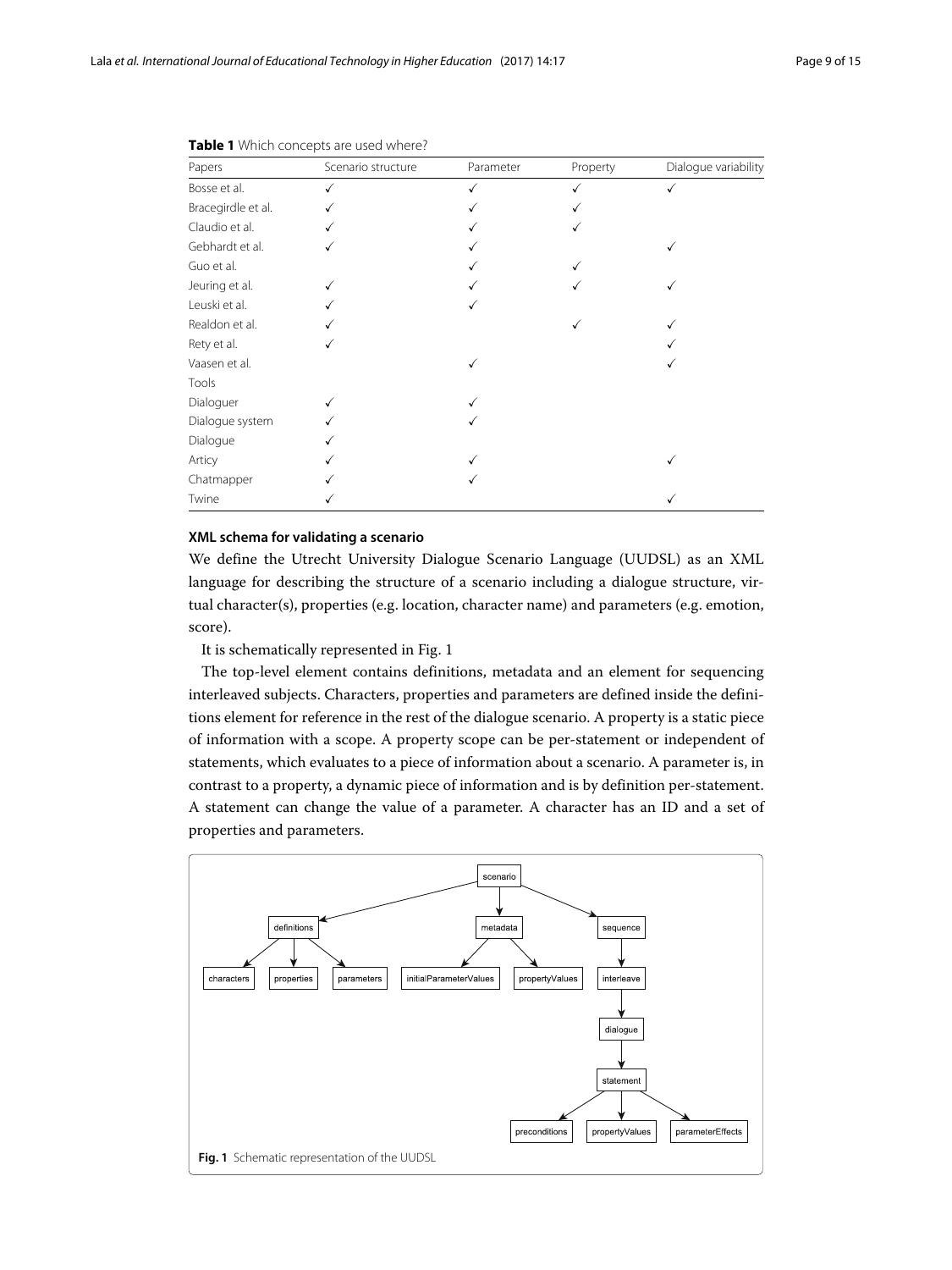**Table 1** Which concepts are used where?

| Papers | Scenario structure | Parameter | Property | Dialogue variability |
|---|---|---|---|---|
| Bosse et al. | ✓ | ✓ | ✓ | ✓ |
| Bracegirdle et al. | ✓ | ✓ | ✓ | |
| Claudio et al. | ✓ | ✓ | ✓ | |
| Gebhardt et al. | ✓ | ✓ | | ✓ |
| Guo et al. | | ✓ | ✓ | |
| Jeuring et al. | ✓ | ✓ | ✓ | ✓ |
| Leuski et al. | ✓ | ✓ | | |
| Realdon et al. | ✓ | | ✓ | ✓ |
| Rety et al. | ✓ | | | ✓ |
| Vaasen et al. | | ✓ | | ✓ |
| Tools | | | | |
| Dialoguer | ✓ | ✓ | | |
| Dialogue system | ✓ | ✓ | | |
| Dialogue | ✓ | | | |
| Articy | ✓ | ✓ | | ✓ |
| Chatmapper | ✓ | ✓ | | |
| Twine | ✓ | | | ✓ |

### XML schema for validating a scenario

We define the Utrecht University Dialogue Scenario Language (UUDSL) as an XML language for describing the structure of a scenario including a dialogue structure, virtual character(s), properties (e.g. location, character name) and parameters (e.g. emotion, score).

It is schematically represented in Fig. 1

The top-level element contains definitions, metadata and an element for sequencing interleaved subjects. Characters, properties and parameters are defined inside the definitions element for reference in the rest of the dialogue scenario. A property is a static piece of information with a scope. A property scope can be per-statement or independent of statements, which evaluates to a piece of information about a scenario. A parameter is, in contrast to a property, a dynamic piece of information and is by definition per-statement. A statement can change the value of a parameter. A character has an ID and a set of properties and parameters.

**Fig. 1** Schematic representation of the UUDSL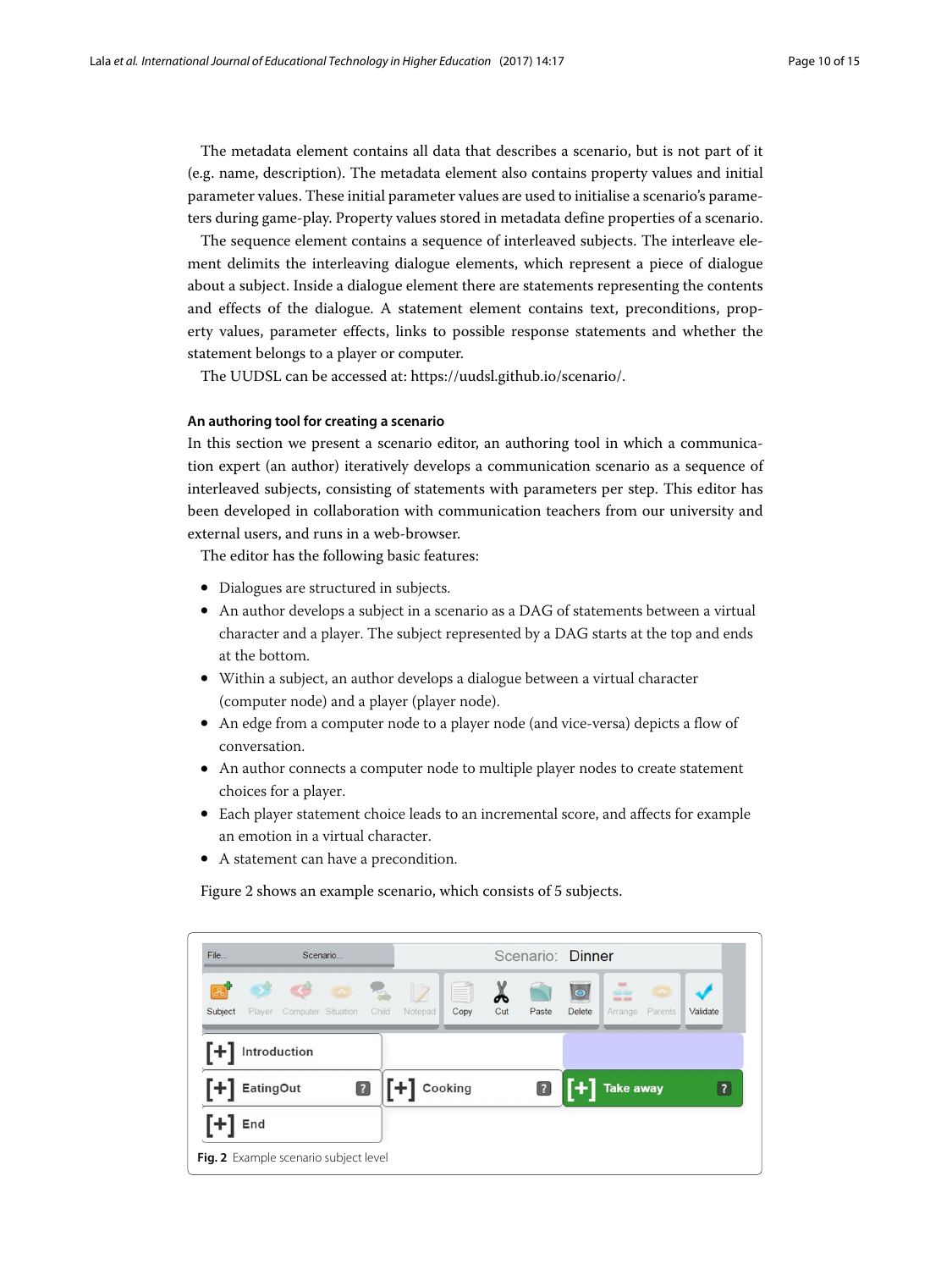The metadata element contains all data that describes a scenario, but is not part of it (e.g. name, description). The metadata element also contains property values and initial parameter values. These initial parameter values are used to initialise a scenario's parameters during game-play. Property values stored in metadata define properties of a scenario.

The sequence element contains a sequence of interleaved subjects. The interleave element delimits the interleaving dialogue elements, which represent a piece of dialogue about a subject. Inside a dialogue element there are statements representing the contents and effects of the dialogue. A statement element contains text, preconditions, property values, parameter effects, links to possible response statements and whether the statement belongs to a player or computer.

The UUDSL can be accessed at: https://uudsl.github.io/scenario/.

#### An authoring tool for creating a scenario

In this section we present a scenario editor, an authoring tool in which a communication expert (an author) iteratively develops a communication scenario as a sequence of interleaved subjects, consisting of statements with parameters per step. This editor has been developed in collaboration with communication teachers from our university and external users, and runs in a web-browser.

The editor has the following basic features:

- Dialogues are structured in subjects.
- An author develops a subject in a scenario as a DAG of statements between a virtual character and a player. The subject represented by a DAG starts at the top and ends at the bottom.
- Within a subject, an author develops a dialogue between a virtual character (computer node) and a player (player node).
- An edge from a computer node to a player node (and vice-versa) depicts a flow of conversation.
- An author connects a computer node to multiple player nodes to create statement choices for a player.
- Each player statement choice leads to an incremental score, and affects for example an emotion in a virtual character.
- A statement can have a precondition.

Figure 2 shows an example scenario, which consists of 5 subjects.

File... Scenario... Scenario: Dinner

Subject Player Computer Situation Child Notepad Copy Cut Paste Delete Arrange Parents Validate

[+] Introduction

[+] EatingOut ? [+] Cooking ? [+] Take away ?

[+] End

**Fig. 2** Example scenario subject level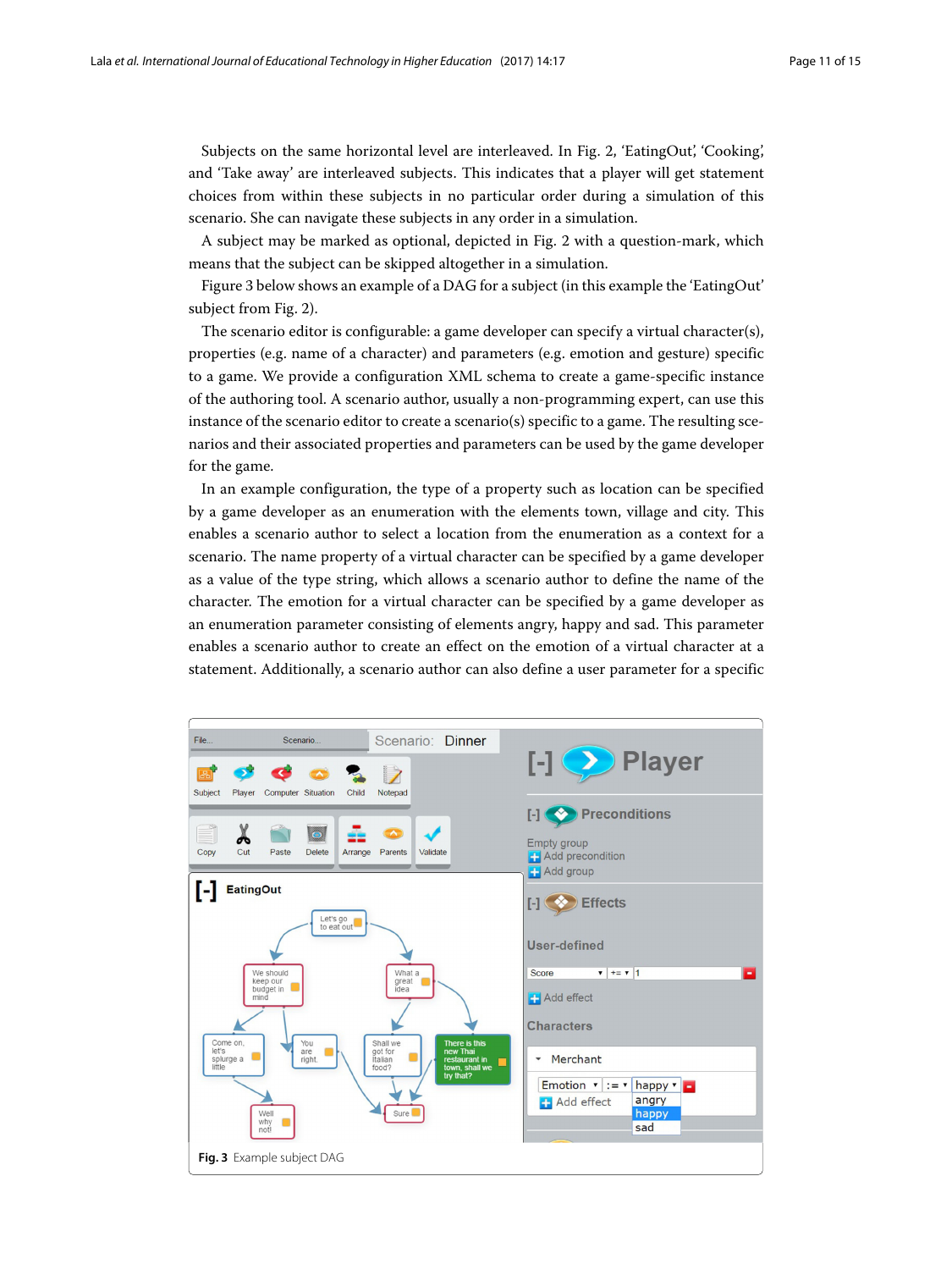Subjects on the same horizontal level are interleaved. In Fig. 2, 'EatingOut', 'Cooking', and 'Take away' are interleaved subjects. This indicates that a player will get statement choices from within these subjects in no particular order during a simulation of this scenario. She can navigate these subjects in any order in a simulation.

A subject may be marked as optional, depicted in Fig. 2 with a question-mark, which means that the subject can be skipped altogether in a simulation.

Figure 3 below shows an example of a DAG for a subject (in this example the 'EatingOut' subject from Fig. 2).

The scenario editor is configurable: a game developer can specify a virtual character(s), properties (e.g. name of a character) and parameters (e.g. emotion and gesture) specific to a game. We provide a configuration XML schema to create a game-specific instance of the authoring tool. A scenario author, usually a non-programming expert, can use this instance of the scenario editor to create a scenario(s) specific to a game. The resulting scenarios and their associated properties and parameters can be used by the game developer for the game.

In an example configuration, the type of a property such as location can be specified by a game developer as an enumeration with the elements town, village and city. This enables a scenario author to select a location from the enumeration as a context for a scenario. The name property of a virtual character can be specified by a game developer as a value of the type string, which allows a scenario author to define the name of the character. The emotion for a virtual character can be specified by a game developer as an enumeration parameter consisting of elements angry, happy and sad. This parameter enables a scenario author to create an effect on the emotion of a virtual character at a statement. Additionally, a scenario author can also define a user parameter for a specific

**Fig. 3** Example subject DAG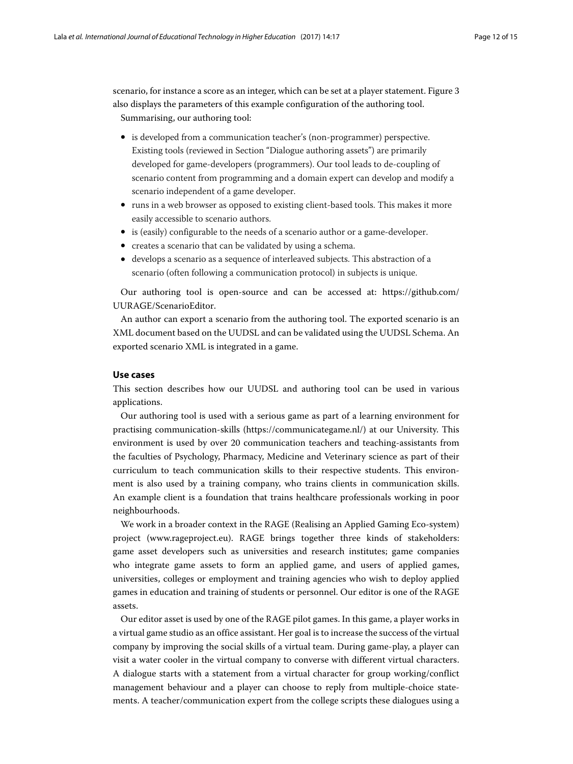scenario, for instance a score as an integer, which can be set at a player statement. Figure 3 also displays the parameters of this example configuration of the authoring tool.

Summarising, our authoring tool:

- is developed from a communication teacher's (non-programmer) perspective. Existing tools (reviewed in Section "Dialogue authoring assets") are primarily developed for game-developers (programmers). Our tool leads to de-coupling of scenario content from programming and a domain expert can develop and modify a scenario independent of a game developer.
- runs in a web browser as opposed to existing client-based tools. This makes it more easily accessible to scenario authors.
- is (easily) configurable to the needs of a scenario author or a game-developer.
- creates a scenario that can be validated by using a schema.
- develops a scenario as a sequence of interleaved subjects. This abstraction of a scenario (often following a communication protocol) in subjects is unique.

Our authoring tool is open-source and can be accessed at: https://github.com/UURAGE/ScenarioEditor.

An author can export a scenario from the authoring tool. The exported scenario is an XML document based on the UUDSL and can be validated using the UUDSL Schema. An exported scenario XML is integrated in a game.

## Use cases

This section describes how our UUDSL and authoring tool can be used in various applications.

Our authoring tool is used with a serious game as part of a learning environment for practising communication-skills (https://communicategame.nl/) at our University. This environment is used by over 20 communication teachers and teaching-assistants from the faculties of Psychology, Pharmacy, Medicine and Veterinary science as part of their curriculum to teach communication skills to their respective students. This environment is also used by a training company, who trains clients in communication skills. An example client is a foundation that trains healthcare professionals working in poor neighbourhoods.

We work in a broader context in the RAGE (Realising an Applied Gaming Eco-system) project (www.rageproject.eu). RAGE brings together three kinds of stakeholders: game asset developers such as universities and research institutes; game companies who integrate game assets to form an applied game, and users of applied games, universities, colleges or employment and training agencies who wish to deploy applied games in education and training of students or personnel. Our editor is one of the RAGE assets.

Our editor asset is used by one of the RAGE pilot games. In this game, a player works in a virtual game studio as an office assistant. Her goal is to increase the success of the virtual company by improving the social skills of a virtual team. During game-play, a player can visit a water cooler in the virtual company to converse with different virtual characters. A dialogue starts with a statement from a virtual character for group working/conflict management behaviour and a player can choose to reply from multiple-choice statements. A teacher/communication expert from the college scripts these dialogues using a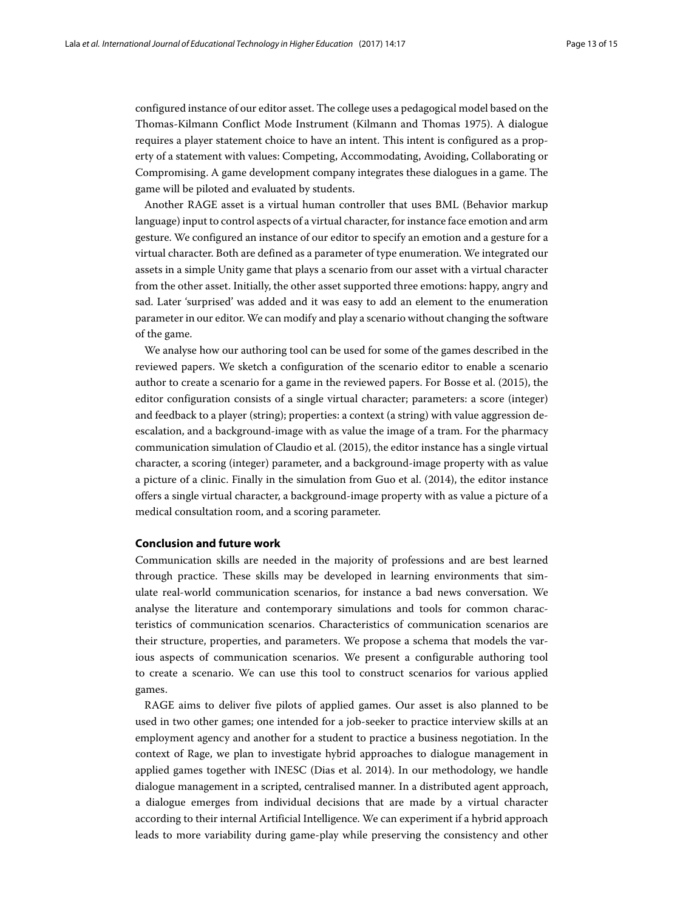configured instance of our editor asset. The college uses a pedagogical model based on the Thomas-Kilmann Conflict Mode Instrument (Kilmann and Thomas 1975). A dialogue requires a player statement choice to have an intent. This intent is configured as a property of a statement with values: Competing, Accommodating, Avoiding, Collaborating or Compromising. A game development company integrates these dialogues in a game. The game will be piloted and evaluated by students.

Another RAGE asset is a virtual human controller that uses BML (Behavior markup language) input to control aspects of a virtual character, for instance face emotion and arm gesture. We configured an instance of our editor to specify an emotion and a gesture for a virtual character. Both are defined as a parameter of type enumeration. We integrated our assets in a simple Unity game that plays a scenario from our asset with a virtual character from the other asset. Initially, the other asset supported three emotions: happy, angry and sad. Later 'surprised' was added and it was easy to add an element to the enumeration parameter in our editor. We can modify and play a scenario without changing the software of the game.

We analyse how our authoring tool can be used for some of the games described in the reviewed papers. We sketch a configuration of the scenario editor to enable a scenario author to create a scenario for a game in the reviewed papers. For Bosse et al. (2015), the editor configuration consists of a single virtual character; parameters: a score (integer) and feedback to a player (string); properties: a context (a string) with value aggression de-escalation, and a background-image with as value the image of a tram. For the pharmacy communication simulation of Claudio et al. (2015), the editor instance has a single virtual character, a scoring (integer) parameter, and a background-image property with as value a picture of a clinic. Finally in the simulation from Guo et al. (2014), the editor instance offers a single virtual character, a background-image property with as value a picture of a medical consultation room, and a scoring parameter.

## Conclusion and future work

Communication skills are needed in the majority of professions and are best learned through practice. These skills may be developed in learning environments that simulate real-world communication scenarios, for instance a bad news conversation. We analyse the literature and contemporary simulations and tools for common characteristics of communication scenarios. Characteristics of communication scenarios are their structure, properties, and parameters. We propose a schema that models the various aspects of communication scenarios. We present a configurable authoring tool to create a scenario. We can use this tool to construct scenarios for various applied games.

RAGE aims to deliver five pilots of applied games. Our asset is also planned to be used in two other games; one intended for a job-seeker to practice interview skills at an employment agency and another for a student to practice a business negotiation. In the context of Rage, we plan to investigate hybrid approaches to dialogue management in applied games together with INESC (Dias et al. 2014). In our methodology, we handle dialogue management in a scripted, centralised manner. In a distributed agent approach, a dialogue emerges from individual decisions that are made by a virtual character according to their internal Artificial Intelligence. We can experiment if a hybrid approach leads to more variability during game-play while preserving the consistency and other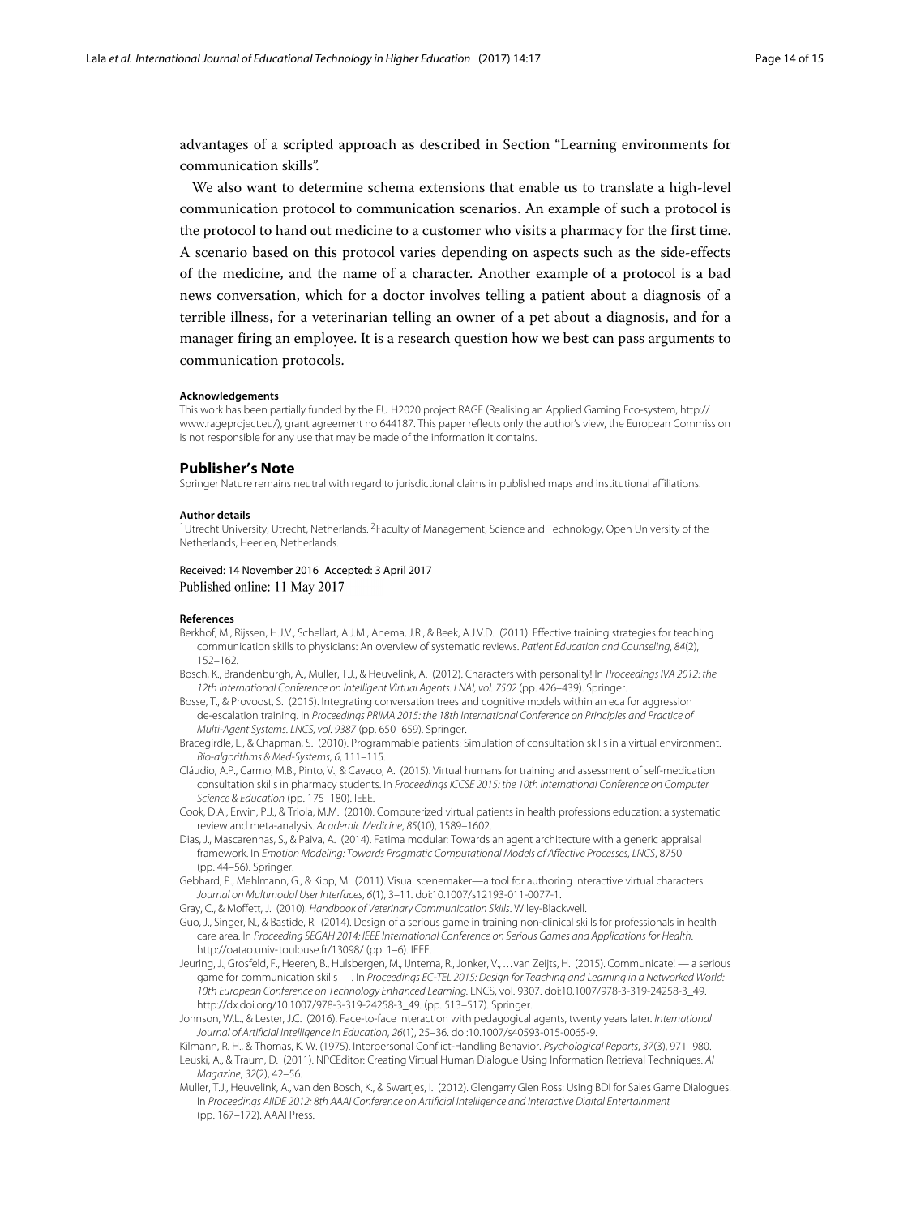advantages of a scripted approach as described in Section "Learning environments for communication skills".

We also want to determine schema extensions that enable us to translate a high-level communication protocol to communication scenarios. An example of such a protocol is the protocol to hand out medicine to a customer who visits a pharmacy for the first time. A scenario based on this protocol varies depending on aspects such as the side-effects of the medicine, and the name of a character. Another example of a protocol is a bad news conversation, which for a doctor involves telling a patient about a diagnosis of a terrible illness, for a veterinarian telling an owner of a pet about a diagnosis, and for a manager firing an employee. It is a research question how we best can pass arguments to communication protocols.

#### Acknowledgements

This work has been partially funded by the EU H2020 project RAGE (Realising an Applied Gaming Eco-system, http://www.rageproject.eu/), grant agreement no 644187. This paper reflects only the author's view, the European Commission is not responsible for any use that may be made of the information it contains.

### Publisher's Note

Springer Nature remains neutral with regard to jurisdictional claims in published maps and institutional affiliations.

#### Author details

[1]Utrecht University, Utrecht, Netherlands. [2]Faculty of Management, Science and Technology, Open University of the Netherlands, Heerlen, Netherlands.

Received: 14 November 2016 Accepted: 3 April 2017
Published online: 11 May 2017

#### References

Berkhof, M., Rijssen, H.J.V., Schellart, A.J.M., Anema, J.R., & Beek, A.J.V.D. (2011). Effective training strategies for teaching communication skills to physicians: An overview of systematic reviews. *Patient Education and Counseling*, *84*(2), 152–162.

Bosch, K., Brandenburgh, A., Muller, T.J., & Heuvelink, A. (2012). Characters with personality! In *Proceedings IVA 2012: the 12th International Conference on Intelligent Virtual Agents. LNAI, vol. 7502* (pp. 426–439). Springer.

Bosse, T., & Provoost, S. (2015). Integrating conversation trees and cognitive models within an eca for aggression de-escalation training. In *Proceedings PRIMA 2015: the 18th International Conference on Principles and Practice of Multi-Agent Systems. LNCS, vol. 9387* (pp. 650–659). Springer.

Bracegirdle, L., & Chapman, S. (2010). Programmable patients: Simulation of consultation skills in a virtual environment. *Bio-algorithms & Med-Systems*, *6*, 111–115.

Cláudio, A.P., Carmo, M.B., Pinto, V., & Cavaco, A. (2015). Virtual humans for training and assessment of self-medication consultation skills in pharmacy students. In *Proceedings ICCSE 2015: the 10th International Conference on Computer Science & Education* (pp. 175–180). IEEE.

Cook, D.A., Erwin, P.J., & Triola, M.M. (2010). Computerized virtual patients in health professions education: a systematic review and meta-analysis. *Academic Medicine*, *85*(10), 1589–1602.

Dias, J., Mascarenhas, S., & Paiva, A. (2014). Fatima modular: Towards an agent architecture with a generic appraisal framework. In *Emotion Modeling: Towards Pragmatic Computational Models of Affective Processes, LNCS*, 8750 (pp. 44–56). Springer.

Gebhard, P., Mehlmann, G., & Kipp, M. (2011). Visual scenemaker—a tool for authoring interactive virtual characters. *Journal on Multimodal User Interfaces*, *6*(1), 3–11. doi:10.1007/s12193-011-0077-1.

Gray, C., & Moffett, J. (2010). *Handbook of Veterinary Communication Skills*. Wiley-Blackwell.

Guo, J., Singer, N., & Bastide, R. (2014). Design of a serious game in training non-clinical skills for professionals in health care area. In *Proceeding SEGAH 2014: IEEE International Conference on Serious Games and Applications for Health*. http://oatao.univ-toulouse.fr/13098/ (pp. 1–6). IEEE.

Jeuring, J., Grosfeld, F., Heeren, B., Hulsbergen, M., IJntema, R., Jonker, V., ... van Zeijts, H. (2015). Communicate! — a serious game for communication skills —. In *Proceedings EC-TEL 2015: Design for Teaching and Learning in a Networked World: 10th European Conference on Technology Enhanced Learning*. LNCS, vol. 9307. doi:10.1007/978-3-319-24258-3_49. http://dx.doi.org/10.1007/978-3-319-24258-3_49. (pp. 513–517). Springer.

Johnson, W.L., & Lester, J.C. (2016). Face-to-face interaction with pedagogical agents, twenty years later. *International Journal of Artificial Intelligence in Education*, *26*(1), 25–36. doi:10.1007/s40593-015-0065-9.

Kilmann, R. H., & Thomas, K. W. (1975). Interpersonal Conflict-Handling Behavior. *Psychological Reports*, *37*(3), 971–980.

Leuski, A., & Traum, D. (2011). NPCEditor: Creating Virtual Human Dialogue Using Information Retrieval Techniques. *AI Magazine*, *32*(2), 42–56.

Muller, T.J., Heuvelink, A., van den Bosch, K., & Swartjes, I. (2012). Glengarry Glen Ross: Using BDI for Sales Game Dialogues. In *Proceedings AIIDE 2012: 8th AAAI Conference on Artificial Intelligence and Interactive Digital Entertainment* (pp. 167–172). AAAI Press.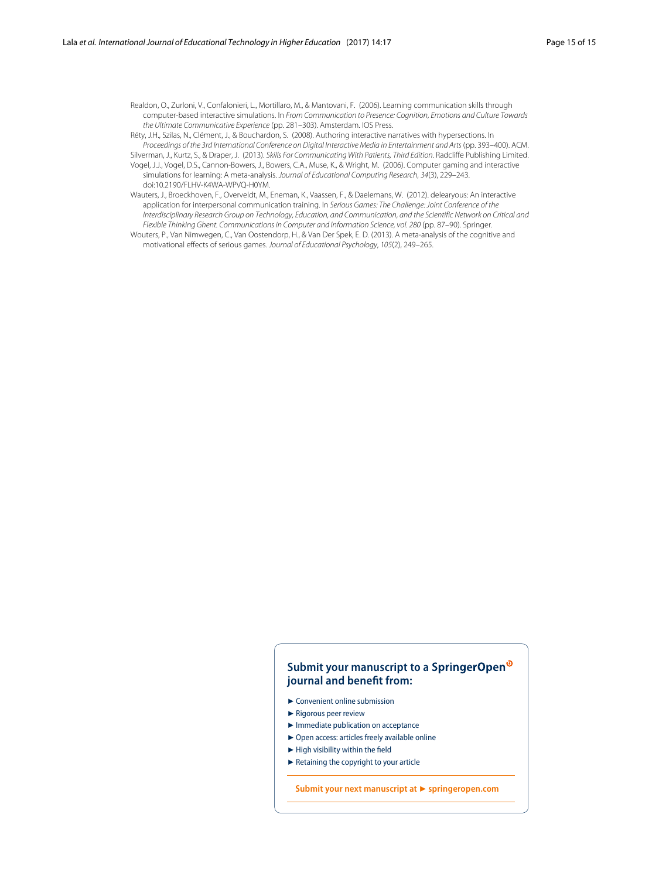Realdon, O., Zurloni, V., Confalonieri, L., Mortillaro, M., & Mantovani, F. (2006). Learning communication skills through computer-based interactive simulations. In *From Communication to Presence: Cognition, Emotions and Culture Towards the Ultimate Communicative Experience* (pp. 281–303). Amsterdam. IOS Press.

Réty, J.H., Szilas, N., Clément, J., & Bouchardon, S. (2008). Authoring interactive narratives with hypersections. In *Proceedings of the 3rd International Conference on Digital Interactive Media in Entertainment and Arts* (pp. 393–400). ACM.

Silverman, J., Kurtz, S., & Draper, J. (2013). *Skills For Communicating With Patients, Third Edition*. Radcliffe Publishing Limited.

Vogel, J.J., Vogel, D.S., Cannon-Bowers, J., Bowers, C.A., Muse, K., & Wright, M. (2006). Computer gaming and interactive simulations for learning: A meta-analysis. *Journal of Educational Computing Research*, *34*(3), 229–243. doi:10.2190/FLHV-K4WA-WPVQ-H0YM.

Wauters, J., Broeckhoven, F., Overveldt, M., Eneman, K., Vaassen, F., & Daelemans, W. (2012). delearyous: An interactive application for interpersonal communication training. In *Serious Games: The Challenge: Joint Conference of the Interdisciplinary Research Group on Technology, Education, and Communication, and the Scientific Network on Critical and Flexible Thinking Ghent. Communications in Computer and Information Science, vol. 280* (pp. 87–90). Springer.

Wouters, P., Van Nimwegen, C., Van Oostendorp, H., & Van Der Spek, E. D. (2013). A meta-analysis of the cognitive and motivational effects of serious games. *Journal of Educational Psychology*, *105*(2), 249–265.

**Submit your manuscript to a SpringerOpen journal and benefit from:**

- ► Convenient online submission
- ► Rigorous peer review
- ► Immediate publication on acceptance
- ► Open access: articles freely available online
- ► High visibility within the field
- ► Retaining the copyright to your article

**Submit your next manuscript at ► springeropen.com**